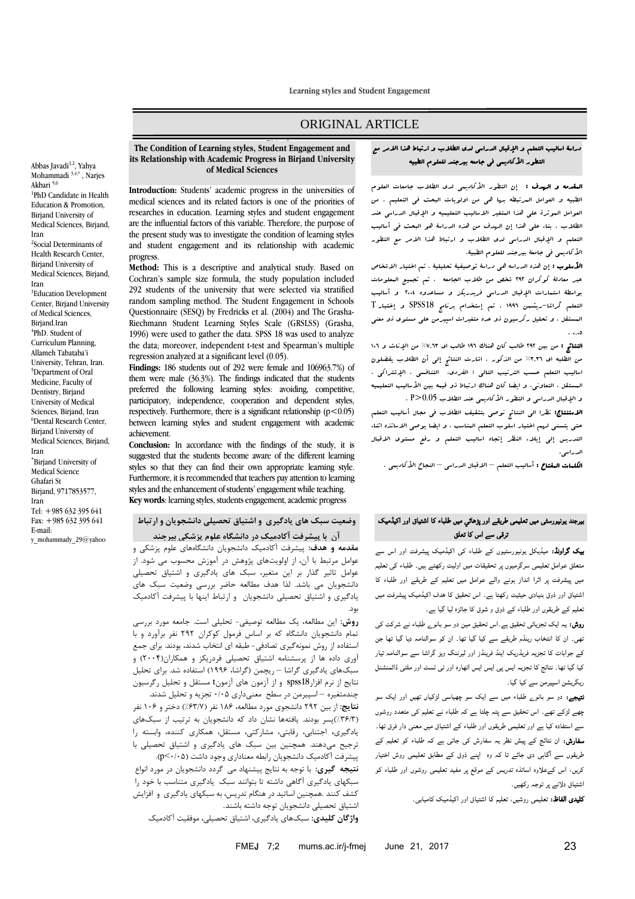ORIGINAL ARTICLE

# The Condition of Learning styles, Student Engagement and its Relationship with Academic Progress in Birjand University of Medical Sciences

Abbas Javadi[1,2], Yahya Mohammadi [3,4,*], Narjes Akbari [5,6]

[1]PhD Candidate in Health Education & Promotion, Birjand University of Medical Sciences, Birjand, Iran
[2]Social Determinants of Health Research Center, Birjand University of Medical Sciences, Birjand, Iran
[3]Education Development Center, Birjand University of Medical Sciences, Birjand.Iran
[4]PhD. Student of Curriculum Planning, Allameh Tabataba'i University, Tehran, Iran.
[5]Department of Oral Medicine, Faculty of Dentistry, Birjand University of Medical Sciences, Birjand, Iran
[6]Dental Research Center, Birjand University of Medical Sciences, Birjand, Iran
*Birjand University of Medical Science
Ghafari St
Birjand, 9717853577, Iran
Tel: +985 632 395 641
Fax: +985 632 395 641
E-mail: y_mohammady_29@yahoo

**Introduction:** Students' academic progress in the universities of medical sciences and its related factors is one of the priorities of researches in education. Learning styles and student engagement are the influential factors of this variable. Therefore, the purpose of the present study was to investigate the condition of learning styles and student engagement and its relationship with academic progress.

**Method:** This is a descriptive and analytical study. Based on Cochran's sample size formula, the study population included 292 students of the university that were selected via stratified random sampling method. The Student Engagement in Schools Questionnaire (SESQ) by Fredricks et al. (2004) and The Grasha-Riechmann Student Learning Styles Scale (GRSLSS) (Grasha, 1996) were used to gather the data. SPSS 18 was used to analyze the data; moreover, independent t-test and Spearman's multiple regression analyzed at a significant level (0.05).

**Findings:** 186 students out of 292 were female and 106963.7%) of them were male (36.3%). The findings indicated that the students preferred the following learning styles: avoiding, competitive, participatory, independence, cooperation and dependent styles, respectively. Furthermore, there is a significant relationship ($p<0.05$) between learning styles and student engagement with academic achievement.

**Conclusion:** In accordance with the findings of the study, it is suggested that the students become aware of the different learning styles so that they can find their own appropriate learning style. Furthermore, it is recommended that teachers pay attention to learning styles and the enhancement of students' engagement while teaching.

**Key words**: learning styles, students engagement, academic progress

## دراسة أساليب التعلم و الإقبال الدراسي لدى الطلاب و ارتباط هذا الامر مع التطور الأكاديمي في جامعه بيرجند للعلوم الطبيه

**المقدمه و الهدف :** إن التطور الأكاديمي لدى الطلاب جامعات العلوم الطبيه و العوامل المرتبطه بها هي من اولويات البحث في التعليم . من العوامل الموثرة على هذا المتغير الاساليب التعليميه و الإقبال الدراسي عند الطلاب . بناء على هذا إن الهدف من هذه الدراسة هو البحث في أساليب التعلم و الإقبال الدراسي لدى الطلاب و ارتباط هذا الامر مع التطور الأكاديمي في جامعه بيرجند للعلوم الطبية.

**الأسلوب :** إن هذه الدراسه هي دراسة توصيفية تحليلية . تم اختيار الاشخاص عبر معادلة كوكران ۲۹۲ شخص من طلاب الجامعه . تم تجميع المعلومات بواسطة استمارات الإقبال الدراسي فريدريكز و مساعدوه ۲۰۰٤ و أساليب التعلم گراشا-ريشمن ۱۹۹٦ . تم إستخدام برنامج SPSS18 و إختبار T المستقل . و تحليل رگرسيون ذو عده متغيرات اسپيرمن على مستوى ذو معنى ۰.۰۵ .

**النتائج :** من بين ۲۹۲ طالب كان هناك ۱۹٦ طالب اي ۷،٦۳٪ من الإناث و ۱۰٦ من الطلبه اي ۳،۳٦٪ من الذكور . اشارت النتائج إلى أن الطلاب يفضلون اساليب التعلم حسب الترتيب التالي : الفردي، التنافسي ، الإشتراكي ، المستقل ، التعاوني. و ايضا كان هناك ارتباط ذو قيمه بين الأساليب التعليميه و الإقبال الدراسي و التطور الأكاديمي عند الطلاب P>0.05 .

**الاستنتاج:** نظرا الى النتائج نوصي بتثقيف الطلاب في مجال أساليب التعلم حتى يتسنى لهم اختيار اسلوب التعلم المناسب . و ايضا يوصى الاساتذه اثناء التدريس إلى إيلاء النظر إتجاه اساليب التعلم و رفع مستوى الاقبال الدراسي.

**الكلمات المفتاح :** أساليب التعلم – الإقبال الدراسي – النجاح الأكاديمي .

## وضعیت سبک های یادگیری و اشتیاق تحصیلی دانشجویان و ارتباط آن با پیشرفت آکادمیک در دانشگاه علوم پزشکی بیرجند

**مقدمه و هدف:** پیشرفت آکادمیک دانشجویان دانشگاه‌های علوم پزشکی و عوامل مرتبط با آن، از اولویت‌های پژوهش در آموزش محسوب می شود. از عوامل تاثیر گذار بر این متغیر، سبک های یادگیری و اشتیاق تحصیلی دانشجویان می باشد. لذا هدف مطالعه حاضر بررسی وضعیت سبک های یادگیری و اشتیاق تحصیلی دانشجویان و ارتباط اینها با پیشرفت آکادمیک بود.

**روش:** این مطالعه، یک مطالعه توصیفی- تحلیلی است. جامعه مورد بررسی تمام دانشجویان دانشگاه که بر اساس فرمول کوکران ۲۹۲ نفر برآورد و با استفاده از روش نمونه‌گیری تصادفی- طبقه ای انتخاب شدند، بودند. برای جمع آوری داده ها از پرسشنامه اشتیاق تحصیلی فردریکز و همکاران(۲۰۰۴) و سبک‌های یادگیری گراشا – ریچمن (گراشا، ۱۹۹۶) استفاده شد. برای تحلیل نتایج از نرم افزارspss18 و از آزمون های آزمونt مستقل و تحلیل رگرسیون چندمتغیره –اسپیرمن در سطح معنی‌داری ۰/۰۵ تجزیه و تحلیل شدند.

**نتایج:** از بین ۲۹۲ دانشجوی مورد مطالعه، ۱۸۶ نفر (۶۳/۷٪) دختر و ۱۰۶ نفر (۳۶/۳٪)پسر بودند. یافته‌ها نشان داد که دانشجویان به ترتیب از سبک‌های یادگیری، اجتنابی، رقابتی، مشارکتی، مستقل، همکاری کننده، وابسته را ترجیح می‌دهند. همچنین بین سبک های یادگیری و اشتیاق تحصیلی با پیشرفت آکادمیک دانشجویان رابطه معناداری وجود داشت (p<۰/۰۵).

**نتیجه گیری:** با توجه به نتایج پیشنهاد می گردد دانشجویان در مورد انواع سبکهای یادگیری آگاهی داشته تا بتوانند سبک یادگیری متناسب با خود را کشف کنند. همچنین اساتید در هنگام تدریس، به سبکهای یادگیری و افزایش اشتیاق تحصیلی دانشجویان توجه داشته باشند.

**واژگان کلیدی:** سبک‌های یادگیری، اشتیاق تحصیلی، موفقیت آکادمیک

## بیرجند یونیورسٹی میں تعلیمی طریقے اور پڑھائي میں طلباء کا اشتیاق اور اکیڈمیک ترقی سے اس کا تعلق

**بیک گراونڈ:** میڈیکل یونیورسٹیوں کے طلباء کی اکیڈمیک پیشرفت اور اس سے متعلق عوامل تعلیمی سرگرمیوں پر تحقیقات میں اولیت رکھتے ہیں۔ طلباء کی تعلیم میں پیشرفت پر اثرا انداز ہونے والے عوامل میں تعلیم کے طریقے اور طلباء کا اشتیاق اور ذوق بنیادی حیثیت رکھتا ہے۔ اس تحقیق کا ہدف اکیڈمیک پیشرفت میں تعلیم کے طریقوں اور طلباء کے ذوق و شوق کا جائزہ لیا گيا ہے۔

**روش:** یہ ایک تجزیاتی تحقیق ہے۔اس تحقیق میں دو سو بانوے طلباء نے شرکت کی تھی۔ ان کا انتخاب رینڈم طریقے سے کیا گيا تھا۔ ان کو سوالنامہ دیا گيا تھا جن کے جوابات کا تجزیہ فریڈریکز اینڈ فرینڈز اور لیرننگ ویز گراشا سے سوالنامہ تیار کیا گيا تھا۔ نتائج کا تجزیہ ایس پی ایس ایس اٹھارہ اور ٹی ٹسٹ اور ملٹی ڈائمنشنل ریگریشن اسپیرمن سے کیا گيا۔

**نتیجے:** دو سو بانوے طلباء میں سے ایک سو چھیاسی لڑکیاں تھیں اور ایک سو چھے لڑکے تھے۔ اس تحقیق سے پتہ چلتا ہے کہ طلباء نے تعلیم کی متعدد روشوں سے استفادہ کیا ہے اور تعلیمی طریقوں اور طلباء کے اشتیاق میں معنی دار فرق تھا۔

**سفارش:** ان نتائج کے پیش نظر یہ سفارش کی جاتی ہے کہ طلباء کو تعلیم کے طریقوں سے آگاہی دی جائے تا کہ وہ اپنے ذوق کے مطابق تعلیمی روش اختیار کریں، اس کےعلاوہ اساتذہ تدریس کے موقع پر مفید تعلیمی روشوں اور طلباء کو اشتیاق دلانے پر توجہ رکھیں۔

**کلیدی الفاظ:** تعلیمی روشیں، تعلیم کا اشتیاق اور اکیڈمیک کامیابی۔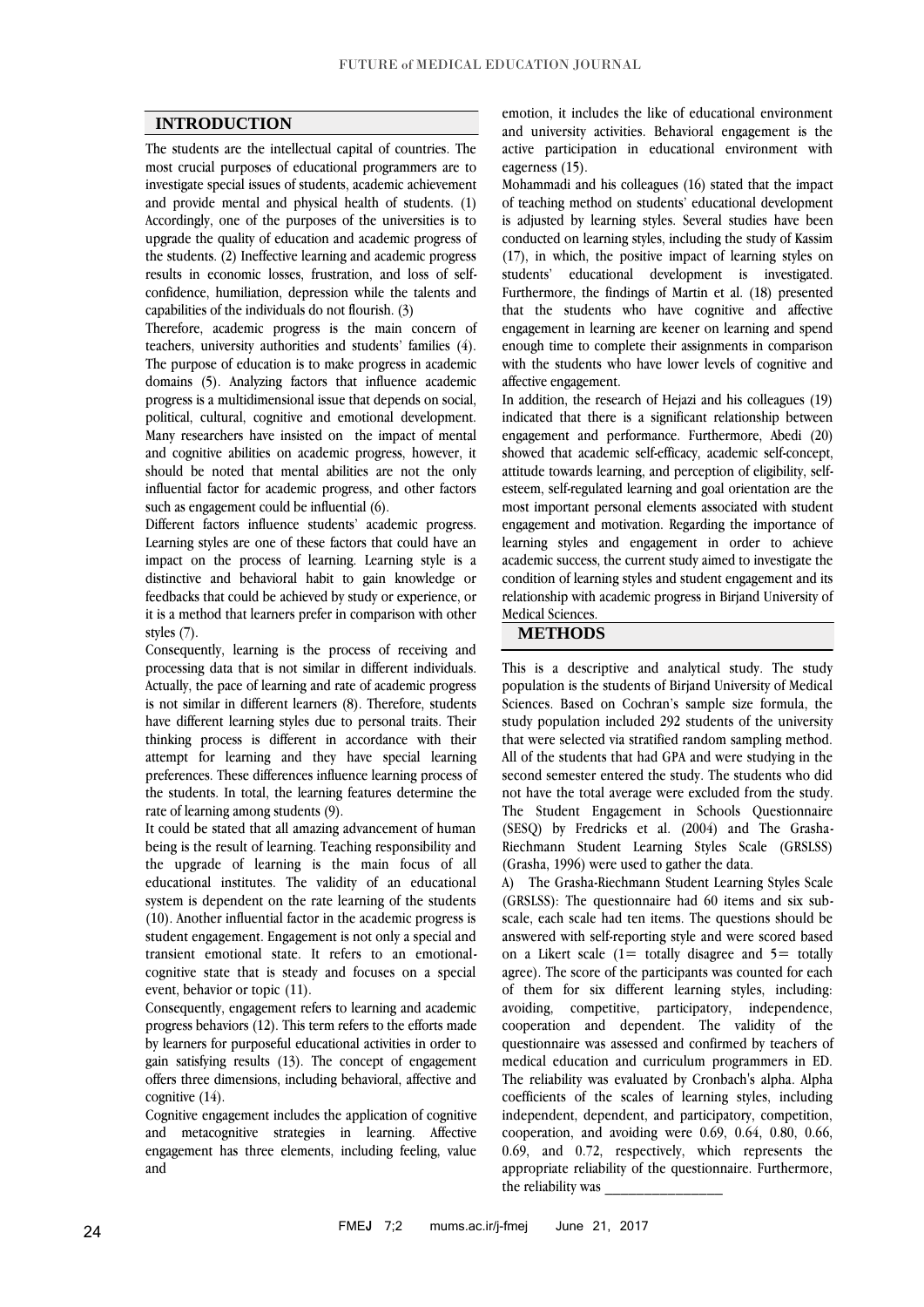## INTRODUCTION

The students are the intellectual capital of countries. The most crucial purposes of educational programmers are to investigate special issues of students, academic achievement and provide mental and physical health of students. (1) Accordingly, one of the purposes of the universities is to upgrade the quality of education and academic progress of the students. (2) Ineffective learning and academic progress results in economic losses, frustration, and loss of self-confidence, humiliation, depression while the talents and capabilities of the individuals do not flourish. (3)

Therefore, academic progress is the main concern of teachers, university authorities and students' families (4). The purpose of education is to make progress in academic domains (5). Analyzing factors that influence academic progress is a multidimensional issue that depends on social, political, cultural, cognitive and emotional development. Many researchers have insisted on the impact of mental and cognitive abilities on academic progress, however, it should be noted that mental abilities are not the only influential factor for academic progress, and other factors such as engagement could be influential (6).

Different factors influence students' academic progress. Learning styles are one of these factors that could have an impact on the process of learning. Learning style is a distinctive and behavioral habit to gain knowledge or feedbacks that could be achieved by study or experience, or it is a method that learners prefer in comparison with other styles (7).

Consequently, learning is the process of receiving and processing data that is not similar in different individuals. Actually, the pace of learning and rate of academic progress is not similar in different learners (8). Therefore, students have different learning styles due to personal traits. Their thinking process is different in accordance with their attempt for learning and they have special learning preferences. These differences influence learning process of the students. In total, the learning features determine the rate of learning among students (9).

It could be stated that all amazing advancement of human being is the result of learning. Teaching responsibility and the upgrade of learning is the main focus of all educational institutes. The validity of an educational system is dependent on the rate learning of the students (10). Another influential factor in the academic progress is student engagement. Engagement is not only a special and transient emotional state. It refers to an emotional-cognitive state that is steady and focuses on a special event, behavior or topic (11).

Consequently, engagement refers to learning and academic progress behaviors (12). This term refers to the efforts made by learners for purposeful educational activities in order to gain satisfying results (13). The concept of engagement offers three dimensions, including behavioral, affective and cognitive (14).

Cognitive engagement includes the application of cognitive and metacognitive strategies in learning. Affective engagement has three elements, including feeling, value and emotion, it includes the like of educational environment and university activities. Behavioral engagement is the active participation in educational environment with eagerness (15).

Mohammadi and his colleagues (16) stated that the impact of teaching method on students' educational development is adjusted by learning styles. Several studies have been conducted on learning styles, including the study of Kassim (17), in which, the positive impact of learning styles on students' educational development is investigated. Furthermore, the findings of Martin et al. (18) presented that the students who have cognitive and affective engagement in learning are keener on learning and spend enough time to complete their assignments in comparison with the students who have lower levels of cognitive and affective engagement.

In addition, the research of Hejazi and his colleagues (19) indicated that there is a significant relationship between engagement and performance. Furthermore, Abedi (20) showed that academic self-efficacy, academic self-concept, attitude towards learning, and perception of eligibility, self-esteem, self-regulated learning and goal orientation are the most important personal elements associated with student engagement and motivation. Regarding the importance of learning styles and engagement in order to achieve academic success, the current study aimed to investigate the condition of learning styles and student engagement and its relationship with academic progress in Birjand University of Medical Sciences.

## METHODS

This is a descriptive and analytical study. The study population is the students of Birjand University of Medical Sciences. Based on Cochran's sample size formula, the study population included 292 students of the university that were selected via stratified random sampling method. All of the students that had GPA and were studying in the second semester entered the study. The students who did not have the total average were excluded from the study. The Student Engagement in Schools Questionnaire (SESQ) by Fredricks et al. (2004) and The Grasha-Riechmann Student Learning Styles Scale (GRSLSS) (Grasha, 1996) were used to gather the data.

A) The Grasha-Riechmann Student Learning Styles Scale (GRSLSS): The questionnaire had 60 items and six sub-scale, each scale had ten items. The questions should be answered with self-reporting style and were scored based on a Likert scale (1= totally disagree and 5= totally agree). The score of the participants was counted for each of them for six different learning styles, including: avoiding, competitive, participatory, independence, cooperation and dependent. The validity of the questionnaire was assessed and confirmed by teachers of medical education and curriculum programmers in ED. The reliability was evaluated by Cronbach's alpha. Alpha coefficients of the scales of learning styles, including independent, dependent, and participatory, competition, cooperation, and avoiding were 0.69, 0.64, 0.80, 0.66, 0.69, and 0.72, respectively, which represents the appropriate reliability of the questionnaire. Furthermore, the reliability was ________________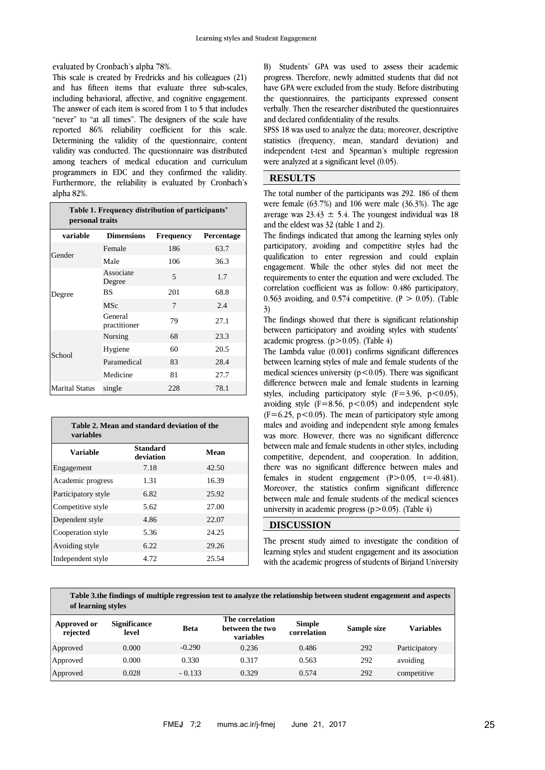evaluated by Cronbach's alpha 78%.

This scale is created by Fredricks and his colleagues (21) and has fifteen items that evaluate three sub-scales, including behavioral, affective, and cognitive engagement. The answer of each item is scored from 1 to 5 that includes "never" to "at all times". The designers of the scale have reported 86% reliability coefficient for this scale. Determining the validity of the questionnaire, content validity was conducted. The questionnaire was distributed among teachers of medical education and curriculum programmers in EDC and they confirmed the validity. Furthermore, the reliability is evaluated by Cronbach's alpha 82%.

**Table 1. Frequency distribution of participants' personal traits**

| variable | Dimensions | Frequency | Percentage |
|---|---|---|---|
| Gender | Female | 186 | 63.7 |
| | Male | 106 | 36.3 |
| Degree | Associate Degree | 5 | 1.7 |
| | BS | 201 | 68.8 |
| | MSc | 7 | 2.4 |
| | General practitioner | 79 | 27.1 |
| School | Nursing | 68 | 23.3 |
| | Hygiene | 60 | 20.5 |
| | Paramedical | 83 | 28.4 |
| | Medicine | 81 | 27.7 |
| Marital Status | single | 228 | 78.1 |

**Table 2. Mean and standard deviation of the variables**

| Variable | Standard deviation | Mean |
|---|---|---|
| Engagement | 7.18 | 42.50 |
| Academic progress | 1.31 | 16.39 |
| Participatory style | 6.82 | 25.92 |
| Competitive style | 5.62 | 27.00 |
| Dependent style | 4.86 | 22.07 |
| Cooperation style | 5.36 | 24.25 |
| Avoiding style | 6.22 | 29.26 |
| Independent style | 4.72 | 25.54 |

B) Students' GPA was used to assess their academic progress. Therefore, newly admitted students that did not have GPA were excluded from the study. Before distributing the questionnaires, the participants expressed consent verbally. Then the researcher distributed the questionnaires and declared confidentiality of the results.

SPSS 18 was used to analyze the data; moreover, descriptive statistics (frequency, mean, standard deviation) and independent t-test and Spearman's multiple regression were analyzed at a significant level (0.05).

## RESULTS

The total number of the participants was 292. 186 of them were female (63.7%) and 106 were male (36.3%). The age average was $23.43 \pm 5.4$. The youngest individual was 18 and the eldest was 32 (table 1 and 2).

The findings indicated that among the learning styles only participatory, avoiding and competitive styles had the qualification to enter regression and could explain engagement. While the other styles did not meet the requirements to enter the equation and were excluded. The correlation coefficient was as follow: 0.486 participatory, 0.563 avoiding, and 0.574 competitive. ($P > 0.05$). (Table 3)

The findings showed that there is significant relationship between participatory and avoiding styles with students' academic progress. ($p>0.05$). (Table 4)

The Lambda value (0.001) confirms significant differences between learning styles of male and female students of the medical sciences university ($p<0.05$). There was significant difference between male and female students in learning styles, including participatory style ($F=3.96$, $p<0.05$), avoiding style ($F=8.56$, $p<0.05$) and independent style ($F=6.25$, $p<0.05$). The mean of participatory style among males and avoiding and independent style among females was more. However, there was no significant difference between male and female students in other styles, including competitive, dependent, and cooperation. In addition, there was no significant difference between males and females in student engagement ($P>0.05$, $t=-0.481$). Moreover, the statistics confirm significant difference between male and female students of the medical sciences university in academic progress ($p>0.05$). (Table 4)

## DISCUSSION

The present study aimed to investigate the condition of learning styles and student engagement and its association with the academic progress of students of Birjand University

**Table 3.the findings of multiple regression test to analyze the relationship between student engagement and aspects of learning styles**

| Approved or rejected | Significance level | Beta | The correlation between the two variables | Simple correlation | Sample size | Variables |
|---|---|---|---|---|---|---|
| Approved | 0.000 | -0.290 | 0.236 | 0.486 | 292 | Participatory |
| Approved | 0.000 | 0.330 | 0.317 | 0.563 | 292 | avoiding |
| Approved | 0.028 | - 0.133 | 0.329 | 0.574 | 292 | competitive |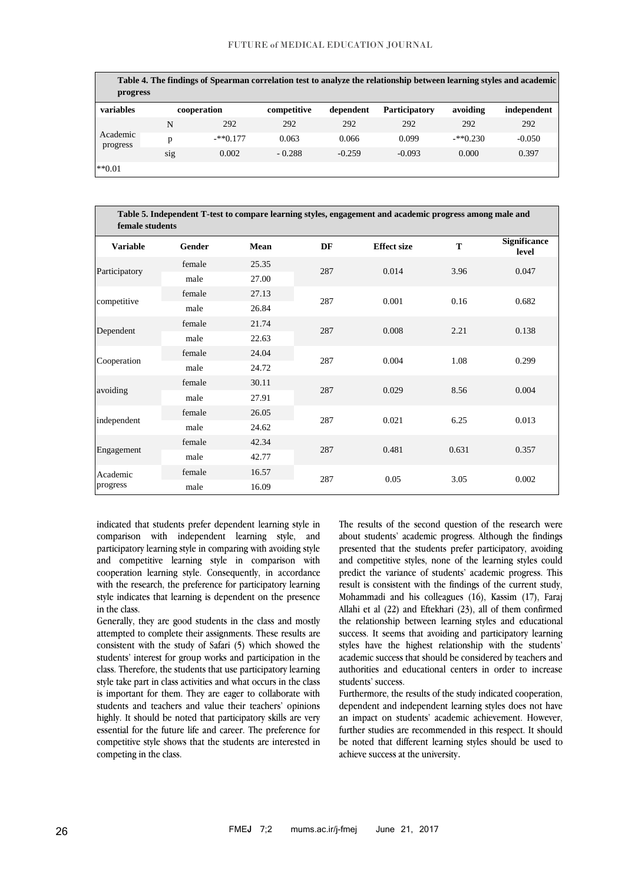**Table 4. The findings of Spearman correlation test to analyze the relationship between learning styles and academic progress**

| variables | | cooperation | competitive | dependent | Participatory | avoiding | independent |
|---|---|---|---|---|---|---|---|
| Academic progress | N | 292 | 292 | 292 | 292 | 292 | 292 |
| | p | -**0.177 | 0.063 | 0.066 | 0.099 | -**0.230 | -0.050 |
| | sig | 0.002 | - 0.288 | -0.259 | -0.093 | 0.000 | 0.397 |

**0.01

**Table 5. Independent T-test to compare learning styles, engagement and academic progress among male and female students**

| Variable | Gender | Mean | DF | Effect size | T | Significance level |
|---|---|---|---|---|---|---|
| Participatory | female | 25.35 | 287 | 0.014 | 3.96 | 0.047 |
| | male | 27.00 | | | | |
| competitive | female | 27.13 | 287 | 0.001 | 0.16 | 0.682 |
| | male | 26.84 | | | | |
| Dependent | female | 21.74 | 287 | 0.008 | 2.21 | 0.138 |
| | male | 22.63 | | | | |
| Cooperation | female | 24.04 | 287 | 0.004 | 1.08 | 0.299 |
| | male | 24.72 | | | | |
| avoiding | female | 30.11 | 287 | 0.029 | 8.56 | 0.004 |
| | male | 27.91 | | | | |
| independent | female | 26.05 | 287 | 0.021 | 6.25 | 0.013 |
| | male | 24.62 | | | | |
| Engagement | female | 42.34 | 287 | 0.481 | 0.631 | 0.357 |
| | male | 42.77 | | | | |
| Academic progress | female | 16.57 | 287 | 0.05 | 3.05 | 0.002 |
| | male | 16.09 | | | | |

indicated that students prefer dependent learning style in comparison with independent learning style, and participatory learning style in comparing with avoiding style and competitive learning style in comparison with cooperation learning style. Consequently, in accordance with the research, the preference for participatory learning style indicates that learning is dependent on the presence in the class.

Generally, they are good students in the class and mostly attempted to complete their assignments. These results are consistent with the study of Safari (5) which showed the students' interest for group works and participation in the class. Therefore, the students that use participatory learning style take part in class activities and what occurs in the class is important for them. They are eager to collaborate with students and teachers and value their teachers' opinions highly. It should be noted that participatory skills are very essential for the future life and career. The preference for competitive style shows that the students are interested in competing in the class.

The results of the second question of the research were about students' academic progress. Although the findings presented that the students prefer participatory, avoiding and competitive styles, none of the learning styles could predict the variance of students' academic progress. This result is consistent with the findings of the current study, Mohammadi and his colleagues (16), Kassim (17), Faraj Allahi et al (22) and Eftekhari (23), all of them confirmed the relationship between learning styles and educational success. It seems that avoiding and participatory learning styles have the highest relationship with the students' academic success that should be considered by teachers and authorities and educational centers in order to increase students' success.

Furthermore, the results of the study indicated cooperation, dependent and independent learning styles does not have an impact on students' academic achievement. However, further studies are recommended in this respect. It should be noted that different learning styles should be used to achieve success at the university.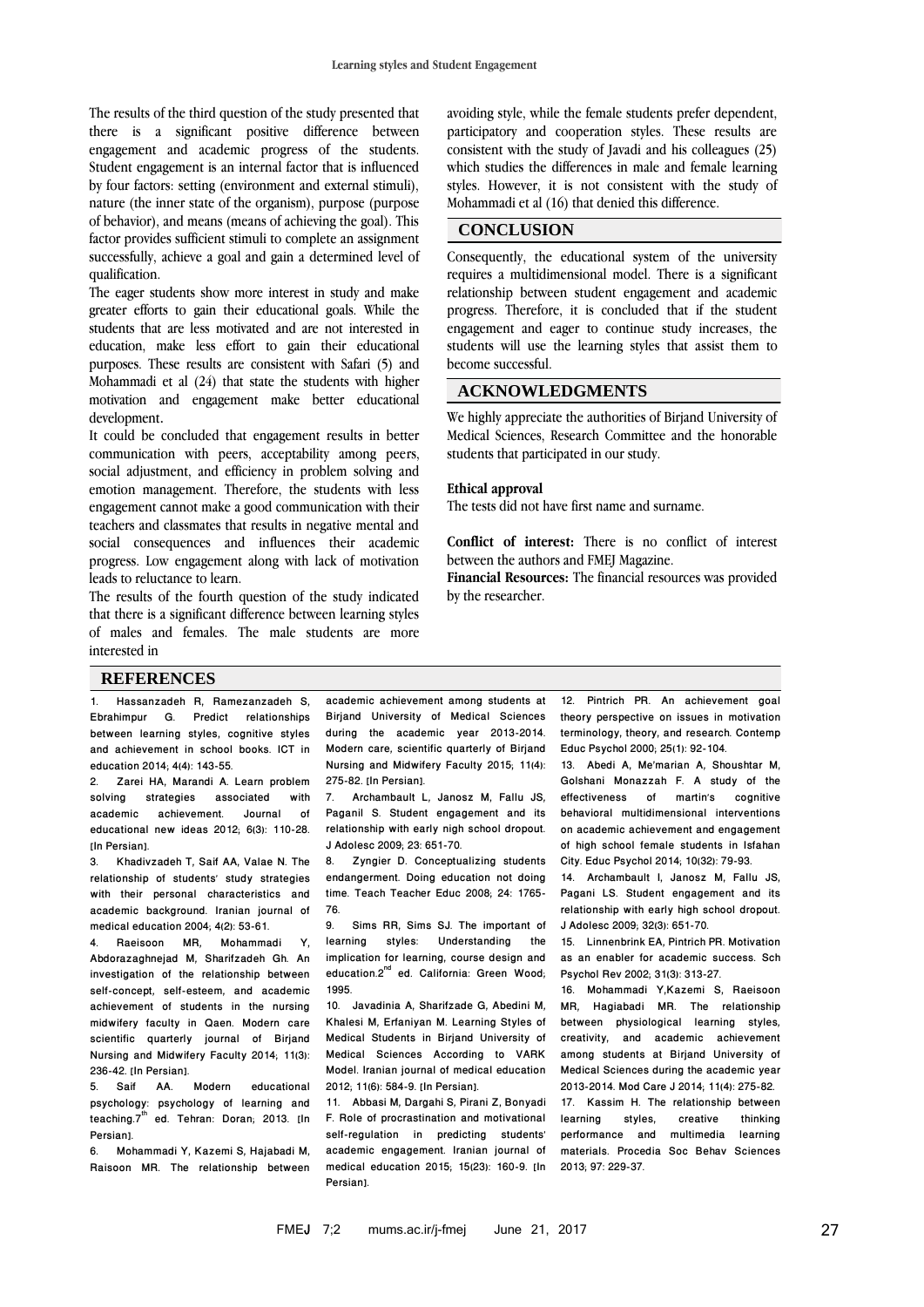The results of the third question of the study presented that there is a significant positive difference between engagement and academic progress of the students. Student engagement is an internal factor that is influenced by four factors: setting (environment and external stimuli), nature (the inner state of the organism), purpose (purpose of behavior), and means (means of achieving the goal). This factor provides sufficient stimuli to complete an assignment successfully, achieve a goal and gain a determined level of qualification.

The eager students show more interest in study and make greater efforts to gain their educational goals. While the students that are less motivated and are not interested in education, make less effort to gain their educational purposes. These results are consistent with Safari (5) and Mohammadi et al (24) that state the students with higher motivation and engagement make better educational development.

It could be concluded that engagement results in better communication with peers, acceptability among peers, social adjustment, and efficiency in problem solving and emotion management. Therefore, the students with less engagement cannot make a good communication with their teachers and classmates that results in negative mental and social consequences and influences their academic progress. Low engagement along with lack of motivation leads to reluctance to learn.

The results of the fourth question of the study indicated that there is a significant difference between learning styles of males and females. The male students are more interested in avoiding style, while the female students prefer dependent, participatory and cooperation styles. These results are consistent with the study of Javadi and his colleagues (25) which studies the differences in male and female learning styles. However, it is not consistent with the study of Mohammadi et al (16) that denied this difference.

## CONCLUSION

Consequently, the educational system of the university requires a multidimensional model. There is a significant relationship between student engagement and academic progress. Therefore, it is concluded that if the student engagement and eager to continue study increases, the students will use the learning styles that assist them to become successful.

## ACKNOWLEDGMENTS

We highly appreciate the authorities of Birjand University of Medical Sciences, Research Committee and the honorable students that participated in our study.

**Ethical approval**

The tests did not have first name and surname.

**Conflict of interest:** There is no conflict of interest between the authors and FMEJ Magazine.

**Financial Resources:** The financial resources was provided by the researcher.

## REFERENCES

1. Hassanzadeh R, Ramezanzadeh S, Ebrahimpur G. Predict relationships between learning styles, cognitive styles and achievement in school books. ICT in education 2014; 4(4): 143-55.
2. Zarei HA, Marandi A. Learn problem solving strategies associated with academic achievement. Journal of educational new ideas 2012; 6(3): 110-28. [In Persian].
3. Khadivzadeh T, Saif AA, Valae N. The relationship of students' study strategies with their personal characteristics and academic background. Iranian journal of medical education 2004; 4(2): 53-61.
4. Raeisoon MR, Mohammadi Y, Abdorazaghnejad M, Sharifzadeh Gh. An investigation of the relationship between self-concept, self-esteem, and academic achievement of students in the nursing midwifery faculty in Qaen. Modern care scientific quarterly journal of Birjand Nursing and Midwifery Faculty 2014; 11(3): 236-42. [In Persian].
5. Saif AA. Modern educational psychology: psychology of learning and teaching.7th ed. Tehran: Doran; 2013. [In Persian].
6. Mohammadi Y, Kazemi S, Hajabadi M, Raisoon MR. The relationship between academic achievement among students at Birjand University of Medical Sciences during the academic year 2013-2014. Modern care, scientific quarterly of Birjand Nursing and Midwifery Faculty 2015; 11(4): 275-82. [In Persian].
7. Archambault L, Janosz M, Fallu JS, Paganil S. Student engagement and its relationship with early nigh school dropout. J Adolesc 2009; 23: 651-70.
8. Zyngier D. Conceptualizing students endangerment. Doing education not doing time. Teach Teacher Educ 2008; 24: 1765-76.
9. Sims RR, Sims SJ. The important of learning styles: Understanding the implication for learning, course design and education.2nd ed. California: Green Wood; 1995.
10. Javadinia A, Sharifzade G, Abedini M, Khalesi M, Erfaniyan M. Learning Styles of Medical Students in Birjand University of Medical Sciences According to VARK Model. Iranian journal of medical education 2012; 11(6): 584-9. [In Persian].
11. Abbasi M, Dargahi S, Pirani Z, Bonyadi F. Role of procrastination and motivational self-regulation in predicting students' academic engagement. Iranian journal of medical education 2015; 15(23): 160-9. [In Persian].
12. Pintrich PR. An achievement goal theory perspective on issues in motivation terminology, theory, and research. Contemp Educ Psychol 2000; 25(1): 92-104.
13. Abedi A, Me'marian A, Shoushtar M, Golshani Monazzah F. A study of the effectiveness of martin's cognitive behavioral multidimensional interventions on academic achievement and engagement of high school female students in Isfahan City. Educ Psychol 2014; 10(32): 79-93.
14. Archambault I, Janosz M, Fallu JS, Pagani LS. Student engagement and its relationship with early high school dropout. J Adolesc 2009; 32(3): 651-70.
15. Linnenbrink EA, Pintrich PR. Motivation as an enabler for academic success. Sch Psychol Rev 2002; 31(3): 313-27.
16. Mohammadi Y,Kazemi S, Raeisoon MR, Hagiabadi MR. The relationship between physiological learning styles, creativity, and academic achievement among students at Birjand University of Medical Sciences during the academic year 2013-2014. Mod Care J 2014; 11(4): 275-82.
17. Kassim H. The relationship between learning styles, creative thinking performance and multimedia learning materials. Procedia Soc Behav Sciences 2013; 97: 229-37.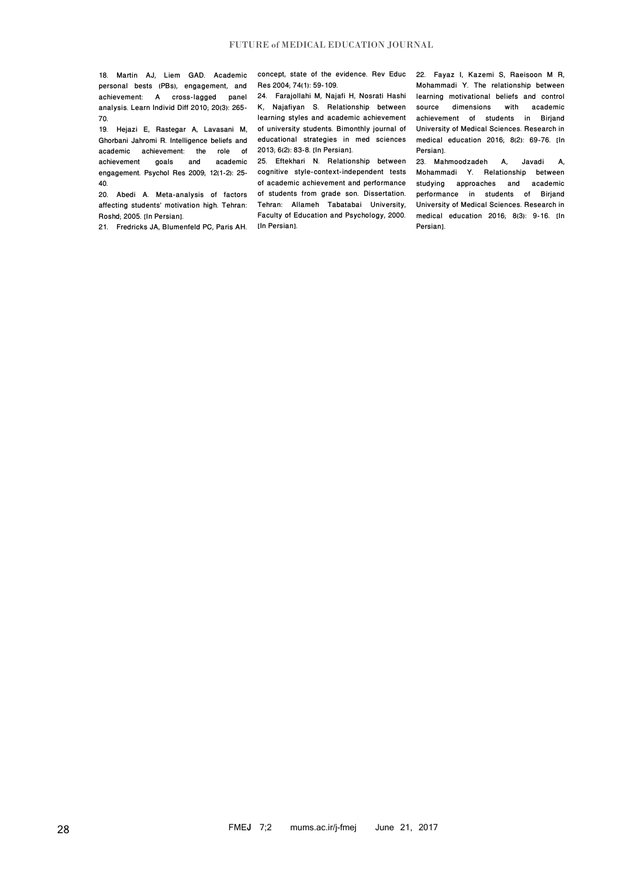18. Martin AJ, Liem GAD. Academic personal bests (PBs), engagement, and achievement: A cross-lagged panel analysis. Learn Individ Diff 2010; 20(3): 265-70.

19. Hejazi E, Rastegar A, Lavasani M, Ghorbani Jahromi R. Intelligence beliefs and academic achievement: the role of achievement goals and academic engagement. Psychol Res 2009; 12(1-2): 25-40.

20. Abedi A. Meta-analysis of factors affecting students' motivation high. Tehran: Roshd; 2005. [In Persian].

21. Fredricks JA, Blumenfeld PC, Paris AH. concept, state of the evidence. Rev Educ Res 2004; 74(1): 59-109.

24. Farajollahi M, Najafi H, Nosrati Hashi K, Najafiyan S. Relationship between learning styles and academic achievement of university students. Bimonthly journal of educational strategies in med sciences 2013; 6(2): 83-8. [In Persian].

25. Eftekhari N. Relationship between cognitive style-context-independent tests of academic achievement and performance of students from grade son. Dissertation. Tehran: Allameh Tabatabai University, Faculty of Education and Psychology, 2000. [In Persian].

22. Fayaz I, Kazemi S, Raeisoon M R, Mohammadi Y. The relationship between learning motivational beliefs and control source dimensions with academic achievement of students in Birjand University of Medical Sciences. Research in medical education 2016; 8(2): 69-76. [In Persian].

23. Mahmoodzadeh A, Javadi A, Mohammadi Y. Relationship between studying approaches and academic performance in students of Birjand University of Medical Sciences. Research in medical education 2016; 8(3): 9-16. [In Persian].